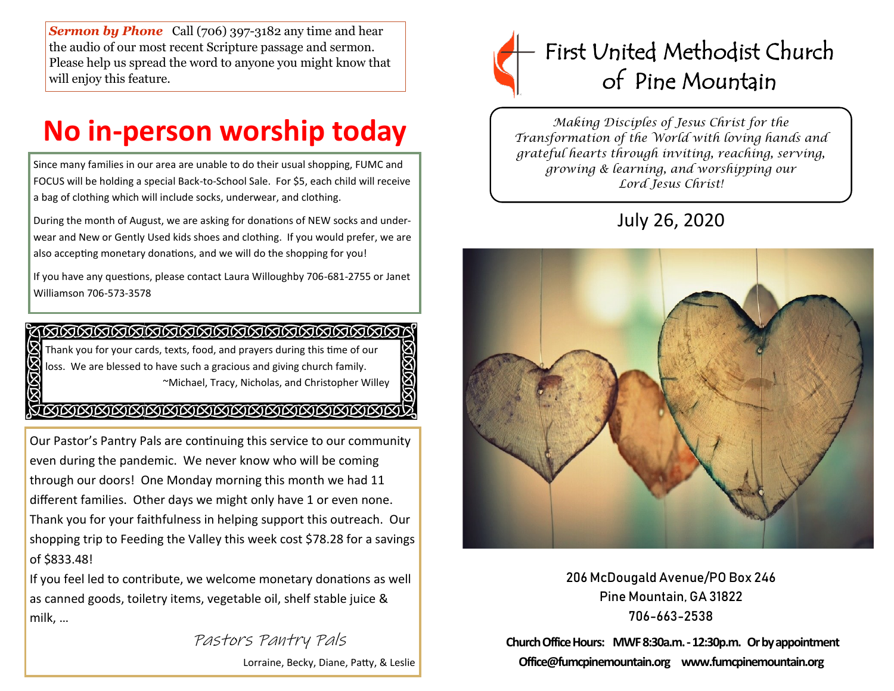***Sermon by Phone*** Call (706) 397-3182 any time and hear the audio of our most recent Scripture passage and sermon. Please help us spread the word to anyone you might know that will enjoy this feature.

# No in-person worship today

Since many families in our area are unable to do their usual shopping, FUMC and FOCUS will be holding a special Back-to-School Sale. For $5, each child will receive a bag of clothing which will include socks, underwear, and clothing.

During the month of August, we are asking for donations of NEW socks and underwear and New or Gently Used kids shoes and clothing. If you would prefer, we are also accepting monetary donations, and we will do the shopping for you!

If you have any questions, please contact Laura Willoughby 706-681-2755 or Janet Williamson 706-573-3578

Thank you for your cards, texts, food, and prayers during this time of our loss. We are blessed to have such a gracious and giving church family.

~Michael, Tracy, Nicholas, and Christopher Willey

Our Pastor's Pantry Pals are continuing this service to our community even during the pandemic. We never know who will be coming through our doors! One Monday morning this month we had 11 different families. Other days we might only have 1 or even none. Thank you for your faithfulness in helping support this outreach. Our shopping trip to Feeding the Valley this week cost $78.28 for a savings of $833.48!

If you feel led to contribute, we welcome monetary donations as well as canned goods, toiletry items, vegetable oil, shelf stable juice & milk, …

Pastors Pantry Pals

Lorraine, Becky, Diane, Patty, & Leslie

# First United Methodist Church of Pine Mountain

*Making Disciples of Jesus Christ for the Transformation of the World with loving hands and grateful hearts through inviting, reaching, serving, growing & learning, and worshipping our Lord Jesus Christ!*

## July 26, 2020

206 McDougald Avenue/PO Box 246
Pine Mountain, GA 31822
706-663-2538

**Church Office Hours: MWF 8:30a.m. - 12:30p.m. Or by appointment**

**Office@fumcpinemountain.org www.fumcpinemountain.org**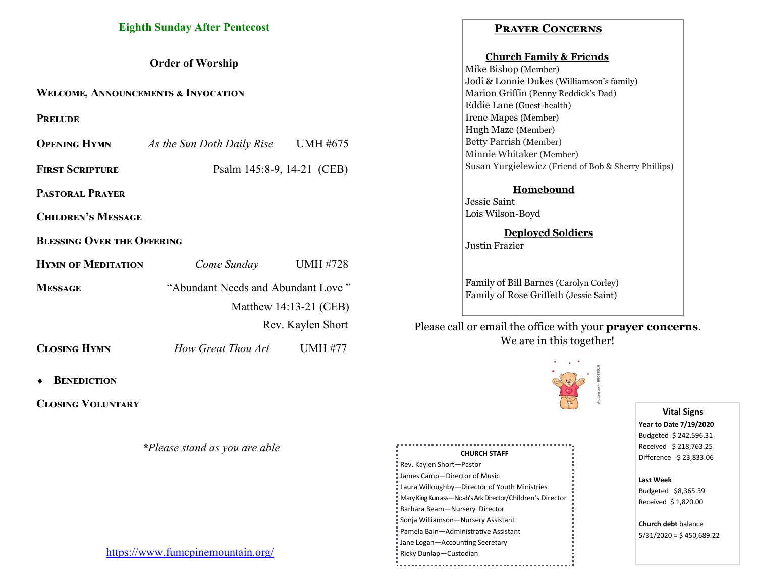## Eighth Sunday After Pentecost

### Order of Worship

**WELCOME, ANNOUNCEMENTS & INVOCATION**

**PRELUDE**

**OPENING HYMN** *As the Sun Doth Daily Rise* UMH #675

**FIRST SCRIPTURE** Psalm 145:8-9, 14-21 (CEB)

**PASTORAL PRAYER**

**CHILDREN'S MESSAGE**

**BLESSING OVER THE OFFERING**

**HYMN OF MEDITATION** *Come Sunday* UMH #728

**MESSAGE** "Abundant Needs and Abundant Love"
Matthew 14:13-21 (CEB)
Rev. Kaylen Short

**CLOSING HYMN** *How Great Thou Art* UMH #77

- **BENEDICTION**

**CLOSING VOLUNTARY**

**\*Please stand as you are able*

https://www.fumcpinemountain.org/

## PRAYER CONCERNS

**Church Family & Friends**

Mike Bishop (Member)
Jodi & Lonnie Dukes (Williamson's family)
Marion Griffin (Penny Reddick's Dad)
Eddie Lane (Guest-health)
Irene Mapes (Member)
Hugh Maze (Member)
Betty Parrish (Member)
Minnie Whitaker (Member)
Susan Yurgielewicz (Friend of Bob & Sherry Phillips)

**Homebound**

Jessie Saint
Lois Wilson-Boyd

**Deployed Soldiers**

Justin Frazier

Family of Bill Barnes (Carolyn Corley)
Family of Rose Griffeth (Jessie Saint)

Please call or email the office with your **prayer concerns**.
We are in this together!

**CHURCH STAFF**

Rev. Kaylen Short—Pastor
James Camp—Director of Music
Laura Willoughby—Director of Youth Ministries
Mary King Kurrass—Noah's Ark Director/Children's Director
Barbara Beam—Nursery Director
Sonja Williamson—Nursery Assistant
Pamela Bain—Administrative Assistant
Jane Logan—Accounting Secretary
Ricky Dunlap—Custodian

**Vital Signs**

**Year to Date 7/19/2020**
Budgeted $ 242,596.31
Received $ 218,763.25
Difference -$ 23,833.06

**Last Week**
Budgeted $8,365.39
Received $ 1,820.00

**Church debt** balance
5/31/2020 = $ 450,689.22